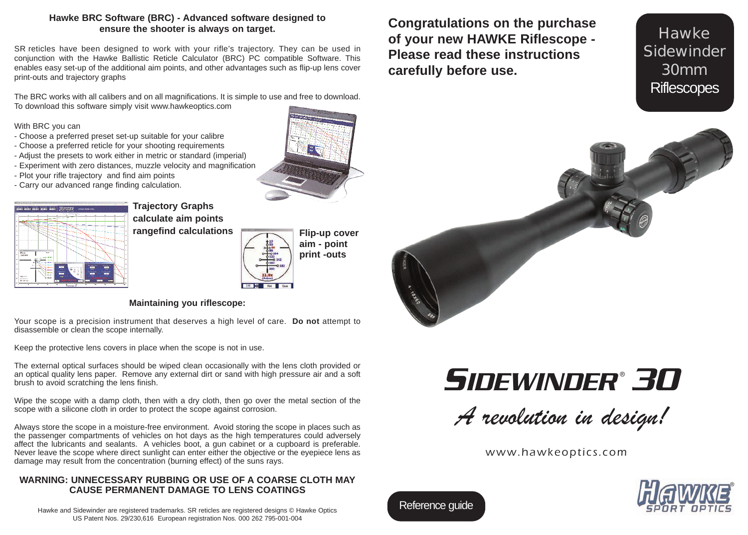## Hawke BRC Software (BRC) - Advanced software designed to ensure the shooter is always on target.

SR reticles have been designed to work with your rifle's trajectory. They can be used in conjunction with the Hawke Ballistic Reticle Calculator (BRC) PC compatible Software. This enables easy set-up of the additional aim points, and other advantages such as flip-up lens cover print-outs and trajectory graphs

The BRC works with all calibers and on all magnifications. It is simple to use and free to download. To download this software simply visit www.hawkeoptics.com

With BRC you can

- Choose a preferred preset set-up suitable for your calibre
- Choose a preferred reticle for your shooting requirements
- Adjust the presets to work either in metric or standard (imperial)
- Experiment with zero distances, muzzle velocity and magnification
- Plot your rifle trajectory and find aim points
- Carry our advanced range finding calculation.

**Trajectory Graphs calculate aim points rangefind calculations**

**Flip-up cover aim - point print -outs**

### Maintaining you riflescope:

Your scope is a precision instrument that deserves a high level of care. **Do not** attempt to disassemble or clean the scope internally.

Keep the protective lens covers in place when the scope is not in use.

The external optical surfaces should be wiped clean occasionally with the lens cloth provided or an optical quality lens paper. Remove any external dirt or sand with high pressure air and a soft brush to avoid scratching the lens finish.

Wipe the scope with a damp cloth, then with a dry cloth, then go over the metal section of the scope with a silicone cloth in order to protect the scope against corrosion.

Always store the scope in a moisture-free environment. Avoid storing the scope in places such as the passenger compartments of vehicles on hot days as the high temperatures could adversely affect the lubricants and sealants. A vehicles boot, a gun cabinet or a cupboard is preferable. Never leave the scope where direct sunlight can enter either the objective or the eyepiece lens as damage may result from the concentration (burning effect) of the suns rays.

**WARNING: UNNECESSARY RUBBING OR USE OF A COARSE CLOTH MAY CAUSE PERMANENT DAMAGE TO LENS COATINGS**

Hawke and Sidewinder are registered trademarks. SR reticles are registered designs © Hawke Optics
US Patent Nos. 29/230,616 European registration Nos. 000 262 795-001-004

**Congratulations on the purchase of your new HAWKE Riflescope - Please read these instructions carefully before use.**

Hawke Sidewinder 30mm Riflescopes

# SIDEWINDER® 30

*A revolution in design!*

www.hawkeoptics.com

Reference guide

HAWKE® SPORT OPTICS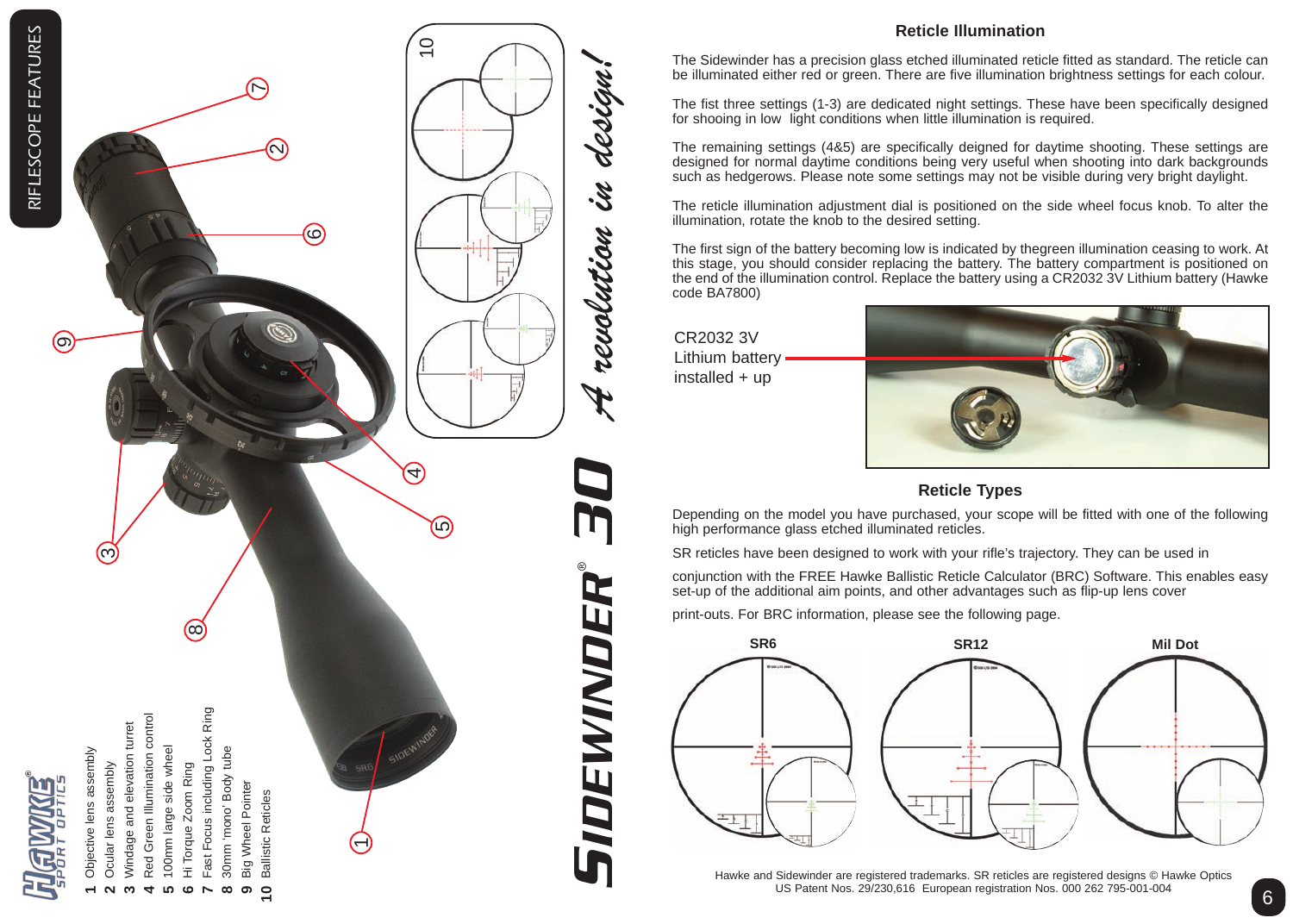## RIFLESCOPE FEATURES

1. Objective lens assembly
2. Ocular lens assembly
3. Windage and elevation turret
4. Red Green Illumination control
5. 100mm large side wheel
6. Hi Torque Zoom Ring
7. Fast Focus including Lock Ring
8. 30mm 'mono' Body tube
9. Big Wheel Pointer
10. Ballistic Reticles

SIDEWINDER® 30 *A revolution in design!*

### Reticle Illumination

The Sidewinder has a precision glass etched illuminated reticle fitted as standard. The reticle can be illuminated either red or green. There are five illumination brightness settings for each colour.

The fist three settings (1-3) are dedicated night settings. These have been specifically designed for shooing in low light conditions when little illumination is required.

The remaining settings (4&5) are specifically deigned for daytime shooting. These settings are designed for normal daytime conditions being very useful when shooting into dark backgrounds such as hedgerows. Please note some settings may not be visible during very bright daylight.

The reticle illumination adjustment dial is positioned on the side wheel focus knob. To alter the illumination, rotate the knob to the desired setting.

The first sign of the battery becoming low is indicated by thegreen illumination ceasing to work. At this stage, you should consider replacing the battery. The battery compartment is positioned on the end of the illumination control. Replace the battery using a CR2032 3V Lithium battery (Hawke code BA7800)

CR2032 3V Lithium battery installed + up

### Reticle Types

Depending on the model you have purchased, your scope will be fitted with one of the following high performance glass etched illuminated reticles.

SR reticles have been designed to work with your rifle's trajectory. They can be used in

conjunction with the FREE Hawke Ballistic Reticle Calculator (BRC) Software. This enables easy set-up of the additional aim points, and other advantages such as flip-up lens cover

print-outs. For BRC information, please see the following page.

SR6 | SR12 | Mil Dot

Hawke and Sidewinder are registered trademarks. SR reticles are registered designs © Hawke Optics
US Patent Nos. 29/230,616 European registration Nos. 000 262 795-001-004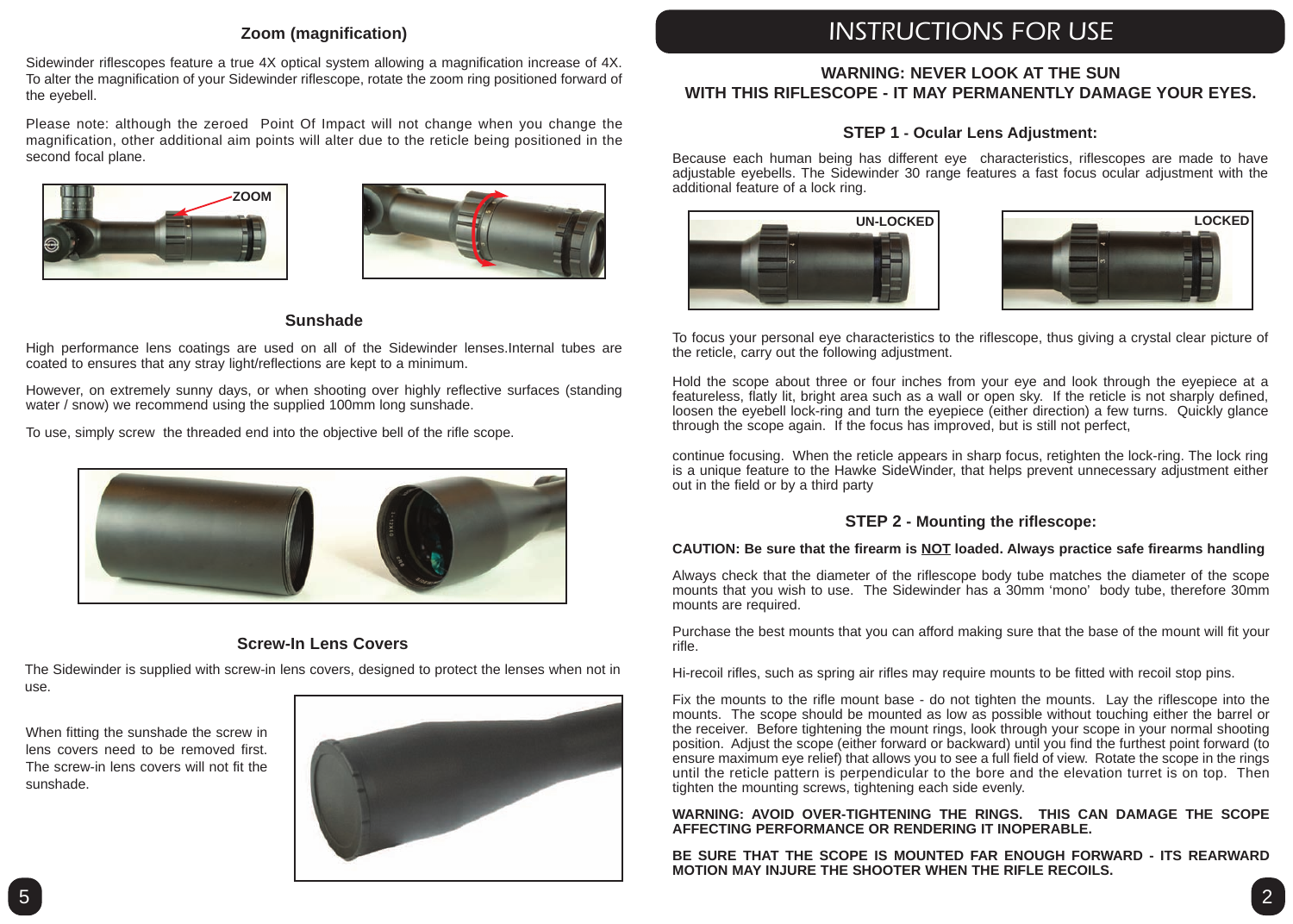## Zoom (magnification)

Sidewinder riflescopes feature a true 4X optical system allowing a magnification increase of 4X. To alter the magnification of your Sidewinder riflescope, rotate the zoom ring positioned forward of the eyebell.

Please note: although the zeroed Point Of Impact will not change when you change the magnification, other additional aim points will alter due to the reticle being positioned in the second focal plane.

ZOOM

## Sunshade

High performance lens coatings are used on all of the Sidewinder lenses.Internal tubes are coated to ensures that any stray light/reflections are kept to a minimum.

However, on extremely sunny days, or when shooting over highly reflective surfaces (standing water / snow) we recommend using the supplied 100mm long sunshade.

To use, simply screw the threaded end into the objective bell of the rifle scope.

## Screw-In Lens Covers

The Sidewinder is supplied with screw-in lens covers, designed to protect the lenses when not in use.

When fitting the sunshade the screw in lens covers need to be removed first. The screw-in lens covers will not fit the sunshade.

# INSTRUCTIONS FOR USE

**WARNING: NEVER LOOK AT THE SUN WITH THIS RIFLESCOPE - IT MAY PERMANENTLY DAMAGE YOUR EYES.**

## STEP 1 - Ocular Lens Adjustment:

Because each human being has different eye characteristics, riflescopes are made to have adjustable eyebells. The Sidewinder 30 range features a fast focus ocular adjustment with the additional feature of a lock ring.

UN-LOCKED

LOCKED

To focus your personal eye characteristics to the riflescope, thus giving a crystal clear picture of the reticle, carry out the following adjustment.

Hold the scope about three or four inches from your eye and look through the eyepiece at a featureless, flatly lit, bright area such as a wall or open sky. If the reticle is not sharply defined, loosen the eyebell lock-ring and turn the eyepiece (either direction) a few turns. Quickly glance through the scope again. If the focus has improved, but is still not perfect,

continue focusing. When the reticle appears in sharp focus, retighten the lock-ring. The lock ring is a unique feature to the Hawke SideWinder, that helps prevent unnecessary adjustment either out in the field or by a third party

## STEP 2 - Mounting the riflescope:

**CAUTION: Be sure that the firearm is NOT loaded. Always practice safe firearms handling**

Always check that the diameter of the riflescope body tube matches the diameter of the scope mounts that you wish to use. The Sidewinder has a 30mm 'mono' body tube, therefore 30mm mounts are required.

Purchase the best mounts that you can afford making sure that the base of the mount will fit your rifle.

Hi-recoil rifles, such as spring air rifles may require mounts to be fitted with recoil stop pins.

Fix the mounts to the rifle mount base - do not tighten the mounts. Lay the riflescope into the mounts. The scope should be mounted as low as possible without touching either the barrel or the receiver. Before tightening the mount rings, look through your scope in your normal shooting position. Adjust the scope (either forward or backward) until you find the furthest point forward (to ensure maximum eye relief) that allows you to see a full field of view. Rotate the scope in the rings until the reticle pattern is perpendicular to the bore and the elevation turret is on top. Then tighten the mounting screws, tightening each side evenly.

**WARNING: AVOID OVER-TIGHTENING THE RINGS. THIS CAN DAMAGE THE SCOPE AFFECTING PERFORMANCE OR RENDERING IT INOPERABLE.**

**BE SURE THAT THE SCOPE IS MOUNTED FAR ENOUGH FORWARD - ITS REARWARD MOTION MAY INJURE THE SHOOTER WHEN THE RIFLE RECOILS.**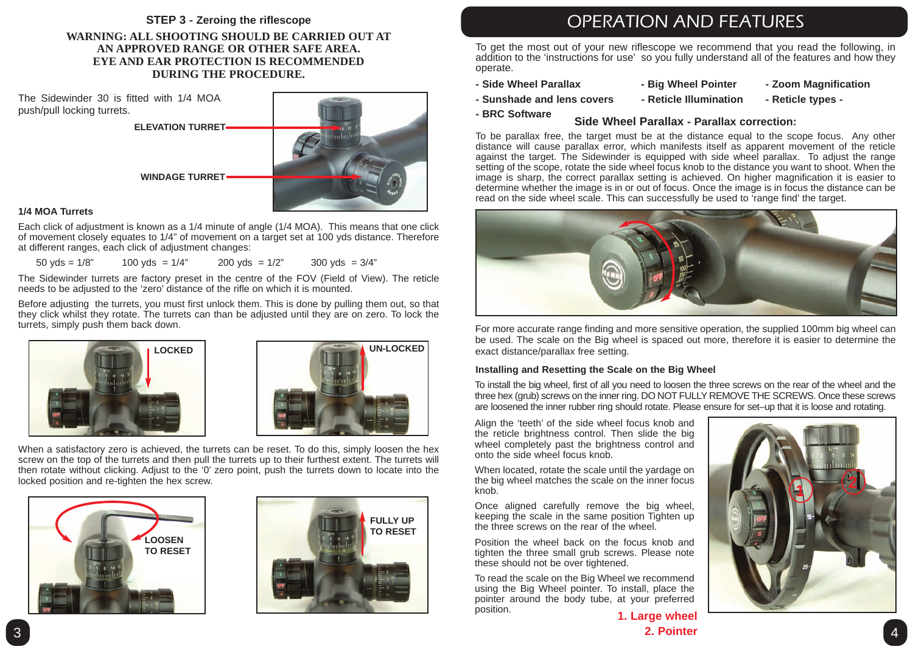## STEP 3 - Zeroing the riflescope

**WARNING: ALL SHOOTING SHOULD BE CARRIED OUT AT AN APPROVED RANGE OR OTHER SAFE AREA. EYE AND EAR PROTECTION IS RECOMMENDED DURING THE PROCEDURE.**

The Sidewinder 30 is fitted with 1/4 MOA push/pull locking turrets.

ELEVATION TURRET

WINDAGE TURRET

### 1/4 MOA Turrets

Each click of adjustment is known as a 1/4 minute of angle (1/4 MOA). This means that one click of movement closely equates to 1/4" of movement on a target set at 100 yds distance. Therefore at different ranges, each click of adjustment changes:

50 yds = 1/8"  100 yds = 1/4"  200 yds = 1/2"  300 yds = 3/4"

The Sidewinder turrets are factory preset in the centre of the FOV (Field of View). The reticle needs to be adjusted to the 'zero' distance of the rifle on which it is mounted.

Before adjusting the turrets, you must first unlock them. This is done by pulling them out, so that they click whilst they rotate. The turrets can than be adjusted until they are on zero. To lock the turrets, simply push them back down.

LOCKED

UN-LOCKED

When a satisfactory zero is achieved, the turrets can be reset. To do this, simply loosen the hex screw on the top of the turrets and then pull the turrets up to their furthest extent. The turrets will then rotate without clicking. Adjust to the '0' zero point, push the turrets down to locate into the locked position and re-tighten the hex screw.

LOOSEN TO RESET

FULLY UP TO RESET

# OPERATION AND FEATURES

To get the most out of your new riflescope we recommend that you read the following, in addition to the 'instructions for use' so you fully understand all of the features and how they operate.

- **- Side Wheel Parallax**
- **- Big Wheel Pointer**
- **- Zoom Magnification**
- **- Sunshade and lens covers**
- **- Reticle Illumination**
- **- Reticle types -**
- **- BRC Software**

### Side Wheel Parallax - Parallax correction:

To be parallax free, the target must be at the distance equal to the scope focus. Any other distance will cause parallax error, which manifests itself as apparent movement of the reticle against the target. The Sidewinder is equipped with side wheel parallax. To adjust the range setting of the scope, rotate the side wheel focus knob to the distance you want to shoot. When the image is sharp, the correct parallax setting is achieved. On higher magnification it is easier to determine whether the image is in or out of focus. Once the image is in focus the distance can be read on the side wheel scale. This can successfully be used to 'range find' the target.

For more accurate range finding and more sensitive operation, the supplied 100mm big wheel can be used. The scale on the Big wheel is spaced out more, therefore it is easier to determine the exact distance/parallax free setting.

### Installing and Resetting the Scale on the Big Wheel

To install the big wheel, first of all you need to loosen the three screws on the rear of the wheel and the three hex (grub) screws on the inner ring. DO NOT FULLY REMOVE THE SCREWS. Once these screws are loosened the inner rubber ring should rotate. Please ensure for set–up that it is loose and rotating.

Align the 'teeth' of the side wheel focus knob and the reticle brightness control. Then slide the big wheel completely past the brightness control and onto the side wheel focus knob.

When located, rotate the scale until the yardage on the big wheel matches the scale on the inner focus knob.

Once aligned carefully remove the big wheel, keeping the scale in the same position Tighten up the three screws on the rear of the wheel.

Position the wheel back on the focus knob and tighten the three small grub screws. Please note these should not be over tightened.

To read the scale on the Big Wheel we recommend using the Big Wheel pointer. To install, place the pointer around the body tube, at your preferred position.

**1. Large wheel**
**2. Pointer**